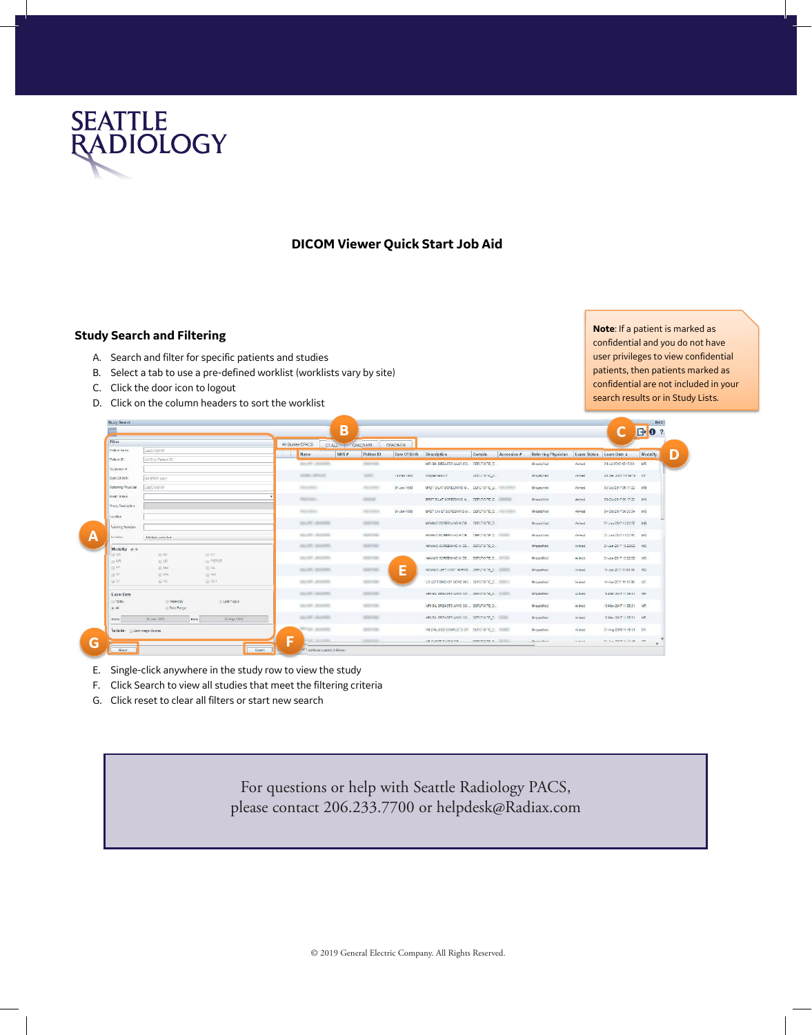SEATTLE RADIOLOGY

**DICOM Viewer Quick Start Job Aid**

## Study Search and Filtering

A. Search and filter for specific patients and studies
B. Select a tab to use a pre-defined worklist (worklists vary by site)
C. Click the door icon to logout
D. Click on the column headers to sort the worklist

> **Note**: If a patient is marked as confidential and you do not have user privileges to view confidential patients, then patients marked as confidential are not included in your search results or in Study Lists.

E. Single-click anywhere in the study row to view the study
F. Click Search to view all studies that meet the filtering criteria
G. Click reset to clear all filters or start new search

For questions or help with Seattle Radiology PACS,
please contact 206.233.7700 or helpdesk@Radiax.com

© 2019 General Electric Company. All Rights Reserved.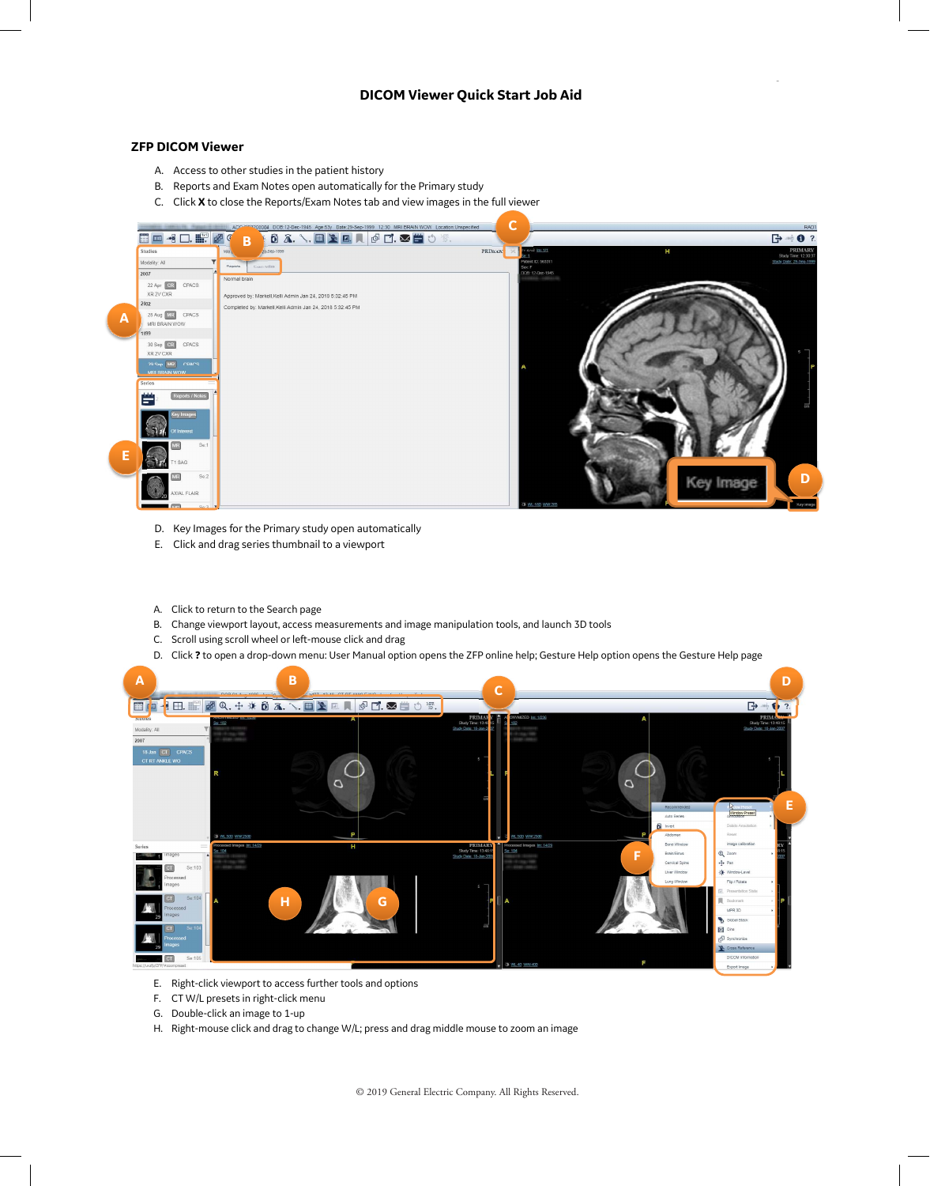# DICOM Viewer Quick Start Job Aid

## ZFP DICOM Viewer

A. Access to other studies in the patient history
B. Reports and Exam Notes open automatically for the Primary study
C. Click **X** to close the Reports/Exam Notes tab and view images in the full viewer

D. Key Images for the Primary study open automatically
E. Click and drag series thumbnail to a viewport

A. Click to return to the Search page
B. Change viewport layout, access measurements and image manipulation tools, and launch 3D tools
C. Scroll using scroll wheel or left-mouse click and drag
D. Click **?** to open a drop-down menu: User Manual option opens the ZFP online help; Gesture Help option opens the Gesture Help page

E. Right-click viewport to access further tools and options
F. CT W/L presets in right-click menu
G. Double-click an image to 1-up
H. Right-mouse click and drag to change W/L; press and drag middle mouse to zoom an image

© 2019 General Electric Company. All Rights Reserved.